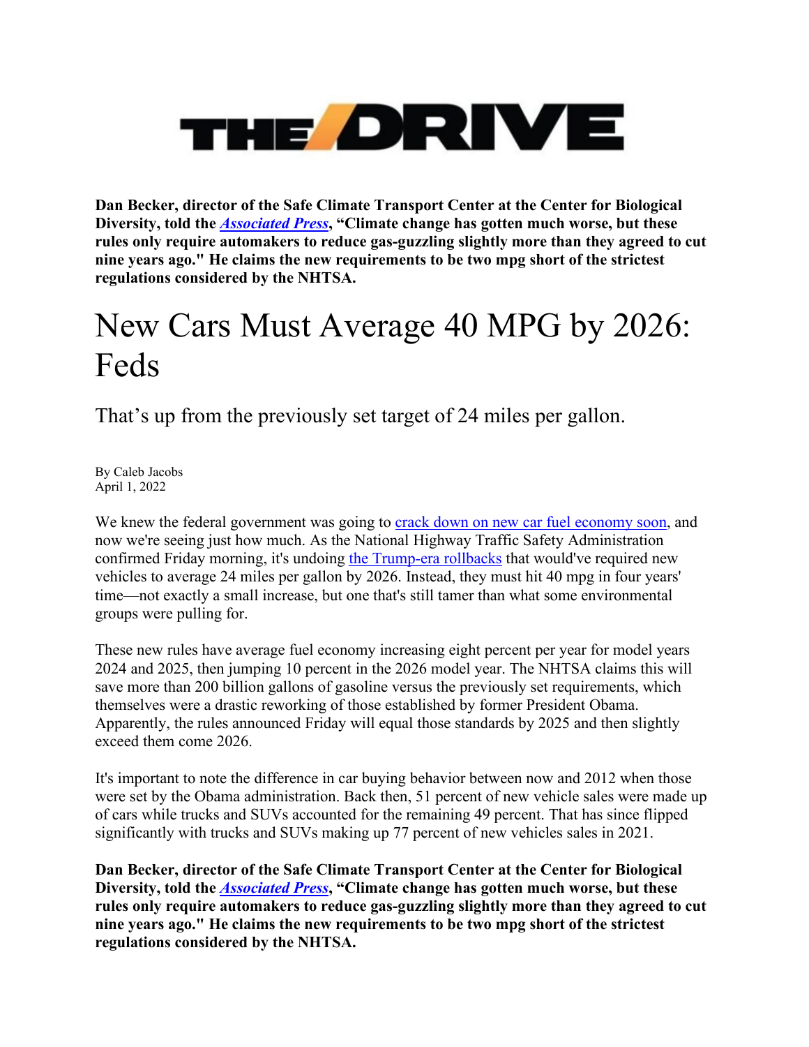**THE DRIVE**

**Dan Becker, director of the Safe Climate Transport Center at the Center for Biological Diversity, told the *Associated Press*, "Climate change has gotten much worse, but these rules only require automakers to reduce gas-guzzling slightly more than they agreed to cut nine years ago." He claims the new requirements to be two mpg short of the strictest regulations considered by the NHTSA.**

# New Cars Must Average 40 MPG by 2026: Feds

## That's up from the previously set target of 24 miles per gallon.

By Caleb Jacobs
April 1, 2022

We knew the federal government was going to crack down on new car fuel economy soon, and now we're seeing just how much. As the National Highway Traffic Safety Administration confirmed Friday morning, it's undoing the Trump-era rollbacks that would've required new vehicles to average 24 miles per gallon by 2026. Instead, they must hit 40 mpg in four years' time—not exactly a small increase, but one that's still tamer than what some environmental groups were pulling for.

These new rules have average fuel economy increasing eight percent per year for model years 2024 and 2025, then jumping 10 percent in the 2026 model year. The NHTSA claims this will save more than 200 billion gallons of gasoline versus the previously set requirements, which themselves were a drastic reworking of those established by former President Obama. Apparently, the rules announced Friday will equal those standards by 2025 and then slightly exceed them come 2026.

It's important to note the difference in car buying behavior between now and 2012 when those were set by the Obama administration. Back then, 51 percent of new vehicle sales were made up of cars while trucks and SUVs accounted for the remaining 49 percent. That has since flipped significantly with trucks and SUVs making up 77 percent of new vehicles sales in 2021.

**Dan Becker, director of the Safe Climate Transport Center at the Center for Biological Diversity, told the *Associated Press*, "Climate change has gotten much worse, but these rules only require automakers to reduce gas-guzzling slightly more than they agreed to cut nine years ago." He claims the new requirements to be two mpg short of the strictest regulations considered by the NHTSA.**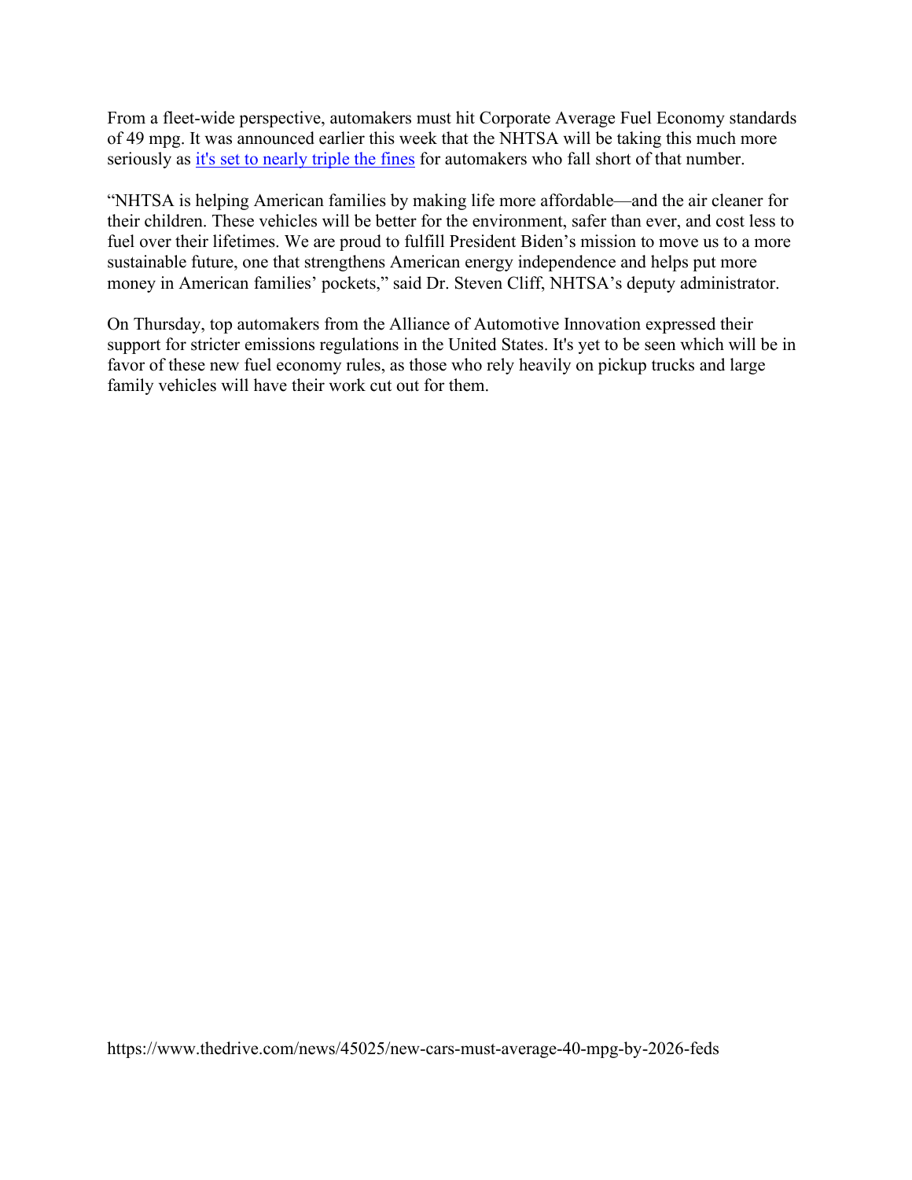From a fleet-wide perspective, automakers must hit Corporate Average Fuel Economy standards of 49 mpg. It was announced earlier this week that the NHTSA will be taking this much more seriously as it's set to nearly triple the fines for automakers who fall short of that number.

"NHTSA is helping American families by making life more affordable—and the air cleaner for their children. These vehicles will be better for the environment, safer than ever, and cost less to fuel over their lifetimes. We are proud to fulfill President Biden's mission to move us to a more sustainable future, one that strengthens American energy independence and helps put more money in American families' pockets," said Dr. Steven Cliff, NHTSA's deputy administrator.

On Thursday, top automakers from the Alliance of Automotive Innovation expressed their support for stricter emissions regulations in the United States. It's yet to be seen which will be in favor of these new fuel economy rules, as those who rely heavily on pickup trucks and large family vehicles will have their work cut out for them.

https://www.thedrive.com/news/45025/new-cars-must-average-40-mpg-by-2026-feds